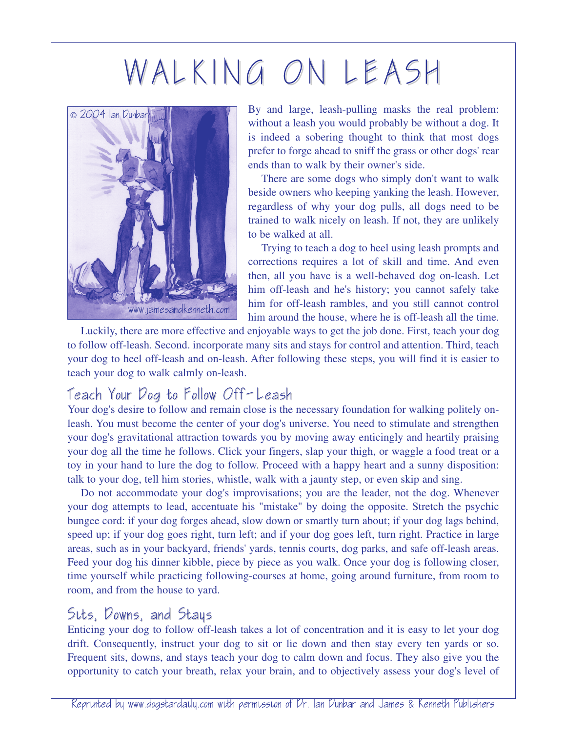# WALKING ON LEASH

By and large, leash-pulling masks the real problem: without a leash you would probably be without a dog. It is indeed a sobering thought to think that most dogs prefer to forge ahead to sniff the grass or other dogs' rear ends than to walk by their owner's side.

There are some dogs who simply don't want to walk beside owners who keeping yanking the leash. However, regardless of why your dog pulls, all dogs need to be trained to walk nicely on leash. If not, they are unlikely to be walked at all.

Trying to teach a dog to heel using leash prompts and corrections requires a lot of skill and time. And even then, all you have is a well-behaved dog on-leash. Let him off-leash and he's history; you cannot safely take him for off-leash rambles, and you still cannot control him around the house, where he is off-leash all the time.

Luckily, there are more effective and enjoyable ways to get the job done. First, teach your dog to follow off-leash. Second. incorporate many sits and stays for control and attention. Third, teach your dog to heel off-leash and on-leash. After following these steps, you will find it is easier to teach your dog to walk calmly on-leash.

## Teach Your Dog to Follow Off-Leash

Your dog's desire to follow and remain close is the necessary foundation for walking politely on-leash. You must become the center of your dog's universe. You need to stimulate and strengthen your dog's gravitational attraction towards you by moving away enticingly and heartily praising your dog all the time he follows. Click your fingers, slap your thigh, or waggle a food treat or a toy in your hand to lure the dog to follow. Proceed with a happy heart and a sunny disposition: talk to your dog, tell him stories, whistle, walk with a jaunty step, or even skip and sing.

Do not accommodate your dog's improvisations; you are the leader, not the dog. Whenever your dog attempts to lead, accentuate his "mistake" by doing the opposite. Stretch the psychic bungee cord: if your dog forges ahead, slow down or smartly turn about; if your dog lags behind, speed up; if your dog goes right, turn left; and if your dog goes left, turn right. Practice in large areas, such as in your backyard, friends' yards, tennis courts, dog parks, and safe off-leash areas. Feed your dog his dinner kibble, piece by piece as you walk. Once your dog is following closer, time yourself while practicing following-courses at home, going around furniture, from room to room, and from the house to yard.

## Sits, Downs, and Stays

Enticing your dog to follow off-leash takes a lot of concentration and it is easy to let your dog drift. Consequently, instruct your dog to sit or lie down and then stay every ten yards or so. Frequent sits, downs, and stays teach your dog to calm down and focus. They also give you the opportunity to catch your breath, relax your brain, and to objectively assess your dog's level of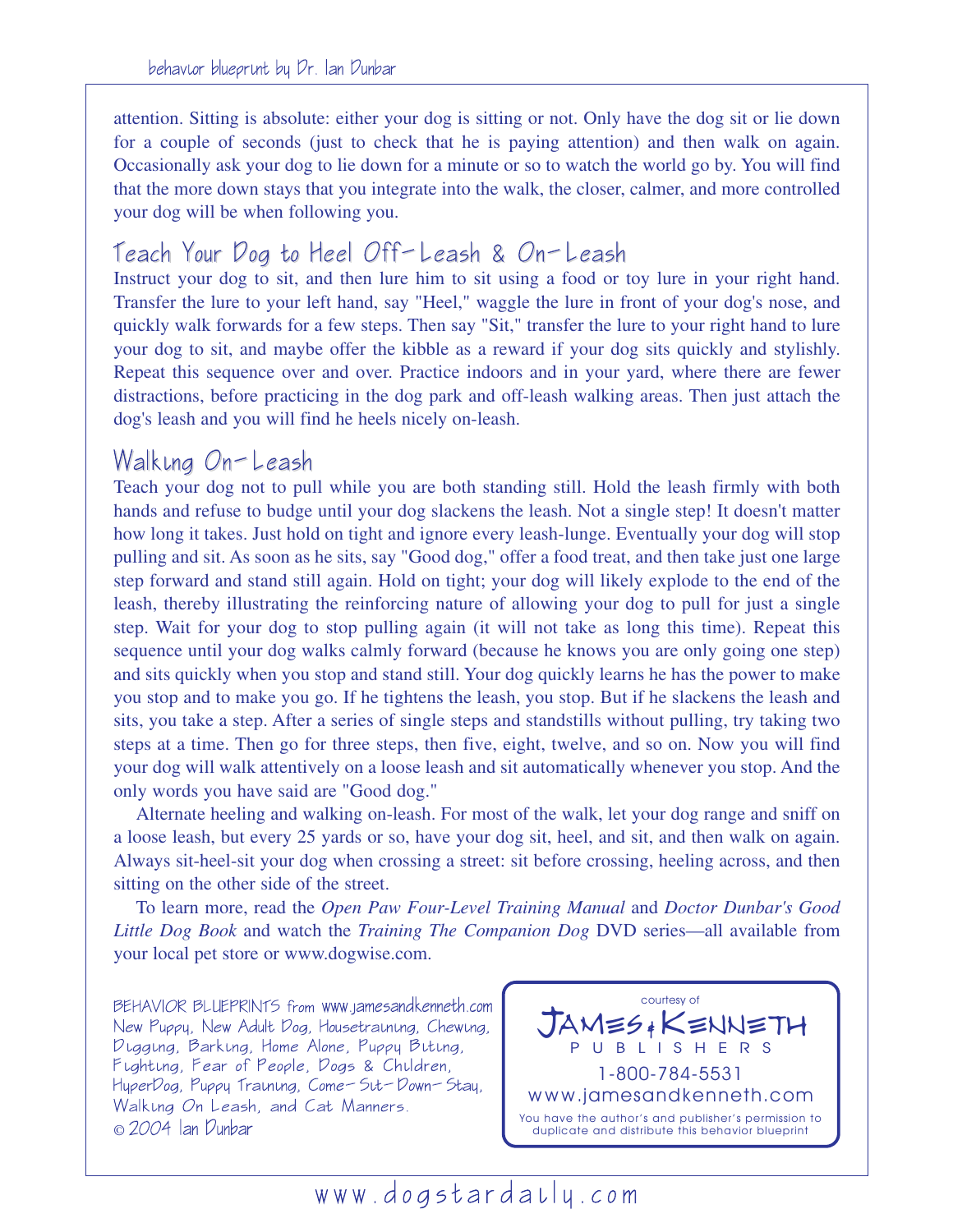attention. Sitting is absolute: either your dog is sitting or not. Only have the dog sit or lie down for a couple of seconds (just to check that he is paying attention) and then walk on again. Occasionally ask your dog to lie down for a minute or so to watch the world go by. You will find that the more down stays that you integrate into the walk, the closer, calmer, and more controlled your dog will be when following you.

## Teach Your Dog to Heel Off-Leash & On-Leash

Instruct your dog to sit, and then lure him to sit using a food or toy lure in your right hand. Transfer the lure to your left hand, say "Heel," waggle the lure in front of your dog's nose, and quickly walk forwards for a few steps. Then say "Sit," transfer the lure to your right hand to lure your dog to sit, and maybe offer the kibble as a reward if your dog sits quickly and stylishly. Repeat this sequence over and over. Practice indoors and in your yard, where there are fewer distractions, before practicing in the dog park and off-leash walking areas. Then just attach the dog's leash and you will find he heels nicely on-leash.

## Walking On-Leash

Teach your dog not to pull while you are both standing still. Hold the leash firmly with both hands and refuse to budge until your dog slackens the leash. Not a single step! It doesn't matter how long it takes. Just hold on tight and ignore every leash-lunge. Eventually your dog will stop pulling and sit. As soon as he sits, say "Good dog," offer a food treat, and then take just one large step forward and stand still again. Hold on tight; your dog will likely explode to the end of the leash, thereby illustrating the reinforcing nature of allowing your dog to pull for just a single step. Wait for your dog to stop pulling again (it will not take as long this time). Repeat this sequence until your dog walks calmly forward (because he knows you are only going one step) and sits quickly when you stop and stand still. Your dog quickly learns he has the power to make you stop and to make you go. If he tightens the leash, you stop. But if he slackens the leash and sits, you take a step. After a series of single steps and standstills without pulling, try taking two steps at a time. Then go for three steps, then five, eight, twelve, and so on. Now you will find your dog will walk attentively on a loose leash and sit automatically whenever you stop. And the only words you have said are "Good dog."

Alternate heeling and walking on-leash. For most of the walk, let your dog range and sniff on a loose leash, but every 25 yards or so, have your dog sit, heel, and sit, and then walk on again. Always sit-heel-sit your dog when crossing a street: sit before crossing, heeling across, and then sitting on the other side of the street.

To learn more, read the *Open Paw Four-Level Training Manual* and *Doctor Dunbar's Good Little Dog Book* and watch the *Training The Companion Dog* DVD series—all available from your local pet store or www.dogwise.com.

BEHAVIOR BLUEPRINTS from www.jamesandkenneth.com
New Puppy, New Adult Dog, Housetraining, Chewing, Digging, Barking, Home Alone, Puppy Biting, Fighting, Fear of People, Dogs & Children, HyperDog, Puppy Training, Come-Sit-Down-Stay, Walking On Leash, and Cat Manners.
© 2004 Ian Dunbar

courtesy of
JAMES & KENNETH
PUBLISHERS
1-800-784-5531
www.jamesandkenneth.com
You have the author's and publisher's permission to duplicate and distribute this behavior blueprint

www.dogstardaily.com